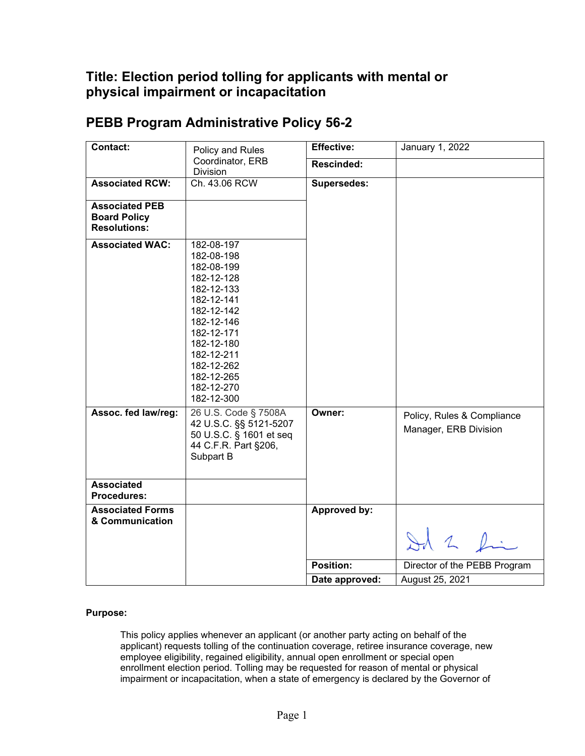## Title: Election period tolling for applicants with mental or physical impairment or incapacitation

## PEBB Program Administrative Policy 56-2

| | | | |
|---|---|---|---|
| **Contact:** | Policy and Rules Coordinator, ERB Division | **Effective:** | January 1, 2022 |
| | | **Rescinded:** | |
| **Associated RCW:** | Ch. 43.06 RCW | **Supersedes:** | |
| **Associated PEB Board Policy Resolutions:** | | | |
| **Associated WAC:** | 182-08-197<br>182-08-198<br>182-08-199<br>182-12-128<br>182-12-133<br>182-12-141<br>182-12-142<br>182-12-146<br>182-12-171<br>182-12-180<br>182-12-211<br>182-12-262<br>182-12-265<br>182-12-270<br>182-12-300 | | |
| **Assoc. fed law/reg:** | 26 U.S. Code § 7508A<br>42 U.S.C. §§ 5121-5207<br>50 U.S.C. § 1601 et seq<br>44 C.F.R. Part §206, Subpart B | **Owner:** | Policy, Rules & Compliance Manager, ERB Division |
| **Associated Procedures:** | | | |
| **Associated Forms & Communication** | | **Approved by:** | |
| | | **Position:** | Director of the PEBB Program |
| | | **Date approved:** | August 25, 2021 |

**Purpose:**

This policy applies whenever an applicant (or another party acting on behalf of the applicant) requests tolling of the continuation coverage, retiree insurance coverage, new employee eligibility, regained eligibility, annual open enrollment or special open enrollment election period. Tolling may be requested for reason of mental or physical impairment or incapacitation, when a state of emergency is declared by the Governor of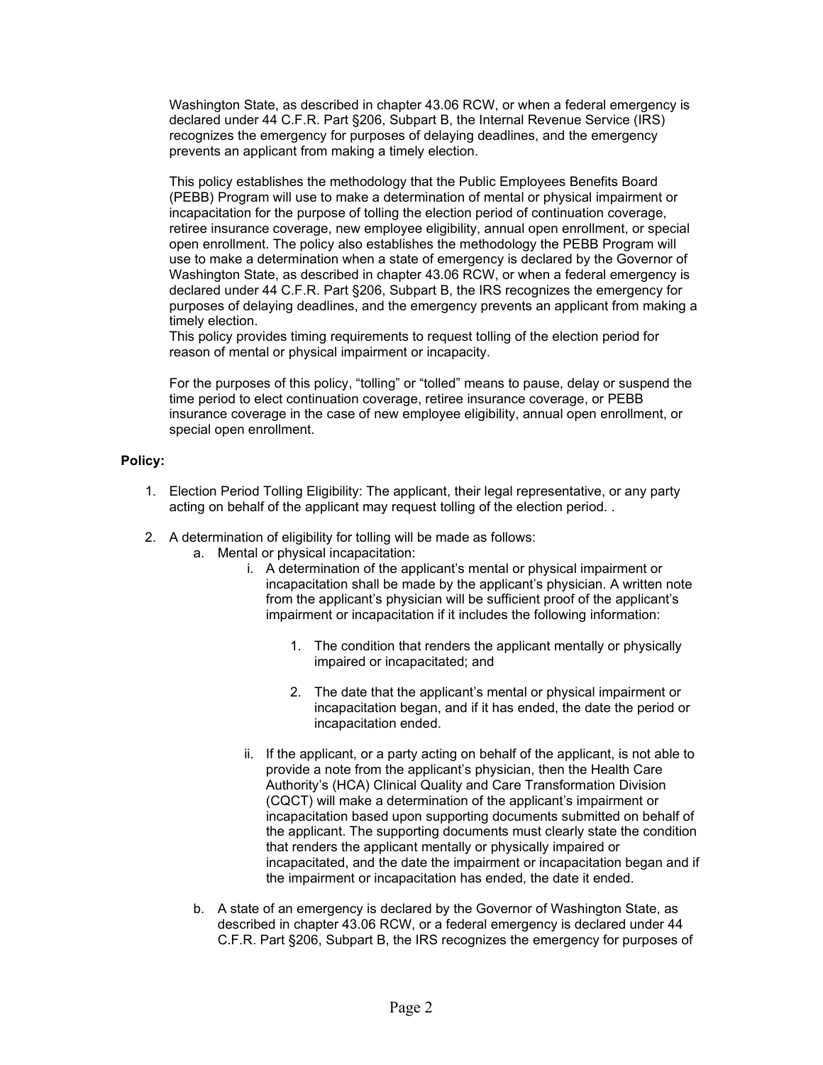Washington State, as described in chapter 43.06 RCW, or when a federal emergency is declared under 44 C.F.R. Part §206, Subpart B, the Internal Revenue Service (IRS) recognizes the emergency for purposes of delaying deadlines, and the emergency prevents an applicant from making a timely election.

This policy establishes the methodology that the Public Employees Benefits Board (PEBB) Program will use to make a determination of mental or physical impairment or incapacitation for the purpose of tolling the election period of continuation coverage, retiree insurance coverage, new employee eligibility, annual open enrollment, or special open enrollment. The policy also establishes the methodology the PEBB Program will use to make a determination when a state of emergency is declared by the Governor of Washington State, as described in chapter 43.06 RCW, or when a federal emergency is declared under 44 C.F.R. Part §206, Subpart B, the IRS recognizes the emergency for purposes of delaying deadlines, and the emergency prevents an applicant from making a timely election.
This policy provides timing requirements to request tolling of the election period for reason of mental or physical impairment or incapacity.

For the purposes of this policy, "tolling" or "tolled" means to pause, delay or suspend the time period to elect continuation coverage, retiree insurance coverage, or PEBB insurance coverage in the case of new employee eligibility, annual open enrollment, or special open enrollment.

**Policy:**

1. Election Period Tolling Eligibility: The applicant, their legal representative, or any party acting on behalf of the applicant may request tolling of the election period. .

2. A determination of eligibility for tolling will be made as follows:
   a. Mental or physical incapacitation:
      i. A determination of the applicant's mental or physical impairment or incapacitation shall be made by the applicant's physician. A written note from the applicant's physician will be sufficient proof of the applicant's impairment or incapacitation if it includes the following information:

         1. The condition that renders the applicant mentally or physically impaired or incapacitated; and

         2. The date that the applicant's mental or physical impairment or incapacitation began, and if it has ended, the date the period or incapacitation ended.

      ii. If the applicant, or a party acting on behalf of the applicant, is not able to provide a note from the applicant's physician, then the Health Care Authority's (HCA) Clinical Quality and Care Transformation Division (CQCT) will make a determination of the applicant's impairment or incapacitation based upon supporting documents submitted on behalf of the applicant. The supporting documents must clearly state the condition that renders the applicant mentally or physically impaired or incapacitated, and the date the impairment or incapacitation began and if the impairment or incapacitation has ended, the date it ended.

   b. A state of an emergency is declared by the Governor of Washington State, as described in chapter 43.06 RCW, or a federal emergency is declared under 44 C.F.R. Part §206, Subpart B, the IRS recognizes the emergency for purposes of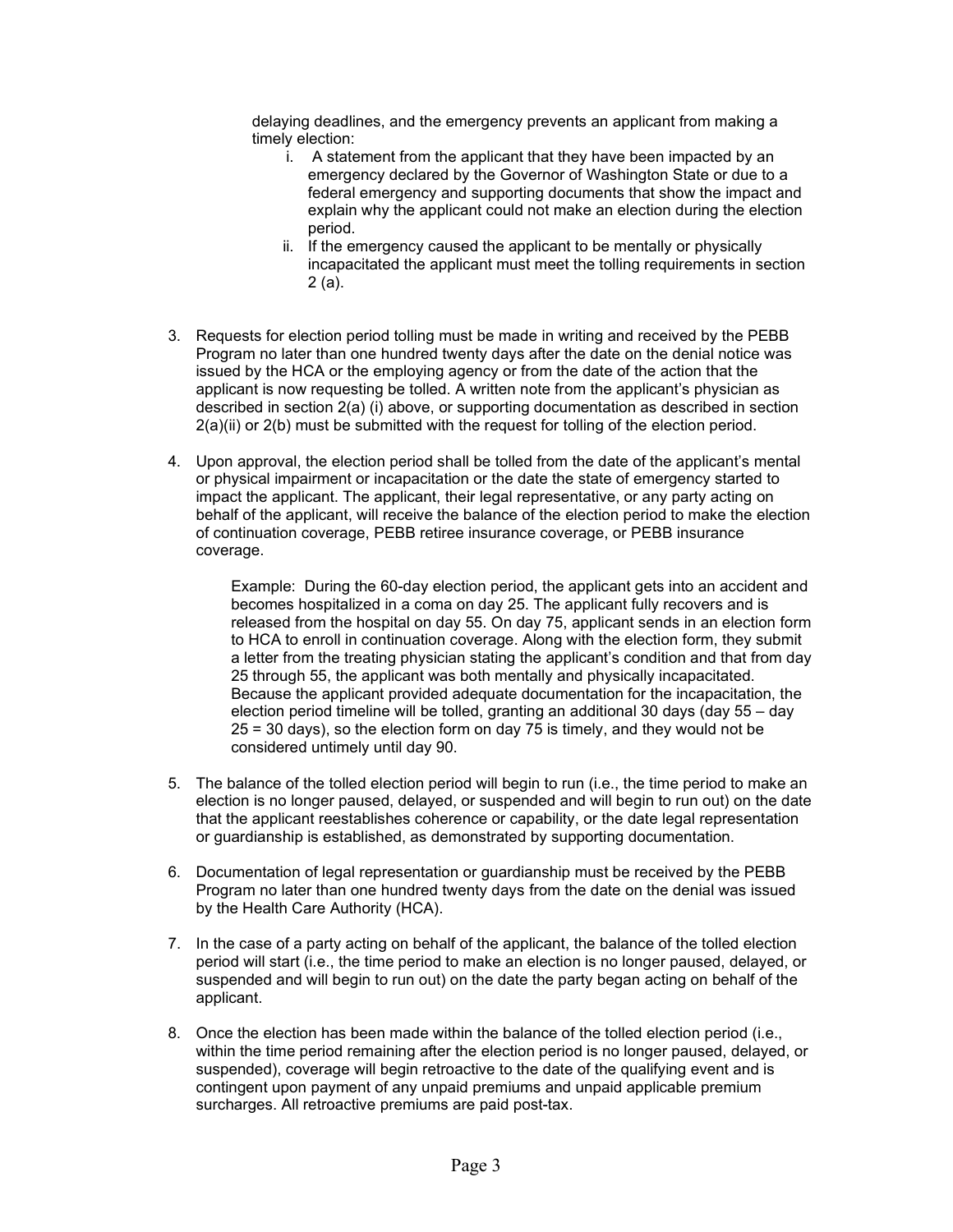delaying deadlines, and the emergency prevents an applicant from making a timely election:

  i. A statement from the applicant that they have been impacted by an emergency declared by the Governor of Washington State or due to a federal emergency and supporting documents that show the impact and explain why the applicant could not make an election during the election period.
  ii. If the emergency caused the applicant to be mentally or physically incapacitated the applicant must meet the tolling requirements in section 2 (a).

3. Requests for election period tolling must be made in writing and received by the PEBB Program no later than one hundred twenty days after the date on the denial notice was issued by the HCA or the employing agency or from the date of the action that the applicant is now requesting be tolled. A written note from the applicant's physician as described in section 2(a) (i) above, or supporting documentation as described in section 2(a)(ii) or 2(b) must be submitted with the request for tolling of the election period.

4. Upon approval, the election period shall be tolled from the date of the applicant's mental or physical impairment or incapacitation or the date the state of emergency started to impact the applicant. The applicant, their legal representative, or any party acting on behalf of the applicant, will receive the balance of the election period to make the election of continuation coverage, PEBB retiree insurance coverage, or PEBB insurance coverage.

   Example: During the 60-day election period, the applicant gets into an accident and becomes hospitalized in a coma on day 25. The applicant fully recovers and is released from the hospital on day 55. On day 75, applicant sends in an election form to HCA to enroll in continuation coverage. Along with the election form, they submit a letter from the treating physician stating the applicant's condition and that from day 25 through 55, the applicant was both mentally and physically incapacitated. Because the applicant provided adequate documentation for the incapacitation, the election period timeline will be tolled, granting an additional 30 days (day 55 – day 25 = 30 days), so the election form on day 75 is timely, and they would not be considered untimely until day 90.

5. The balance of the tolled election period will begin to run (i.e., the time period to make an election is no longer paused, delayed, or suspended and will begin to run out) on the date that the applicant reestablishes coherence or capability, or the date legal representation or guardianship is established, as demonstrated by supporting documentation.

6. Documentation of legal representation or guardianship must be received by the PEBB Program no later than one hundred twenty days from the date on the denial was issued by the Health Care Authority (HCA).

7. In the case of a party acting on behalf of the applicant, the balance of the tolled election period will start (i.e., the time period to make an election is no longer paused, delayed, or suspended and will begin to run out) on the date the party began acting on behalf of the applicant.

8. Once the election has been made within the balance of the tolled election period (i.e., within the time period remaining after the election period is no longer paused, delayed, or suspended), coverage will begin retroactive to the date of the qualifying event and is contingent upon payment of any unpaid premiums and unpaid applicable premium surcharges. All retroactive premiums are paid post-tax.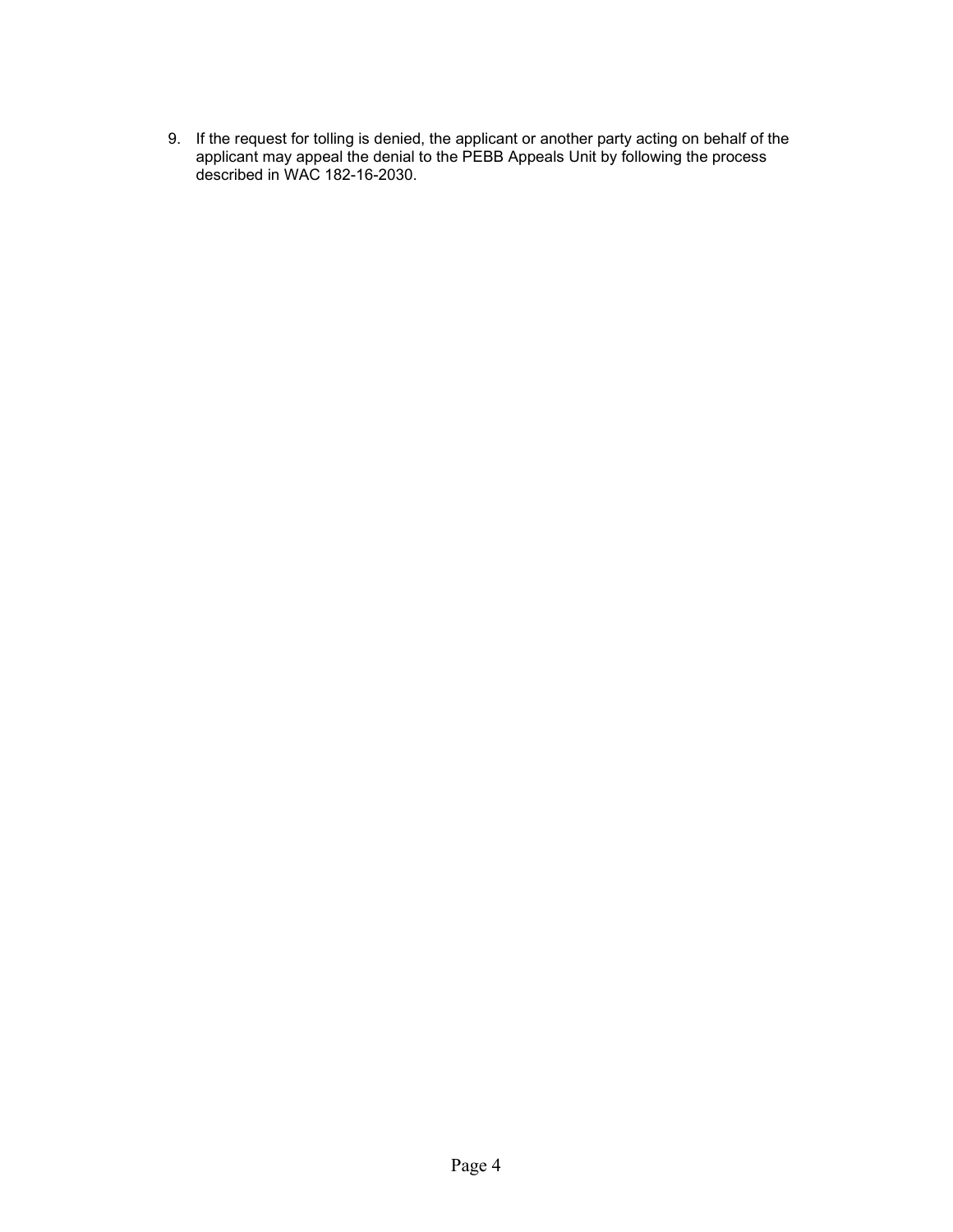9. If the request for tolling is denied, the applicant or another party acting on behalf of the applicant may appeal the denial to the PEBB Appeals Unit by following the process described in WAC 182-16-2030.